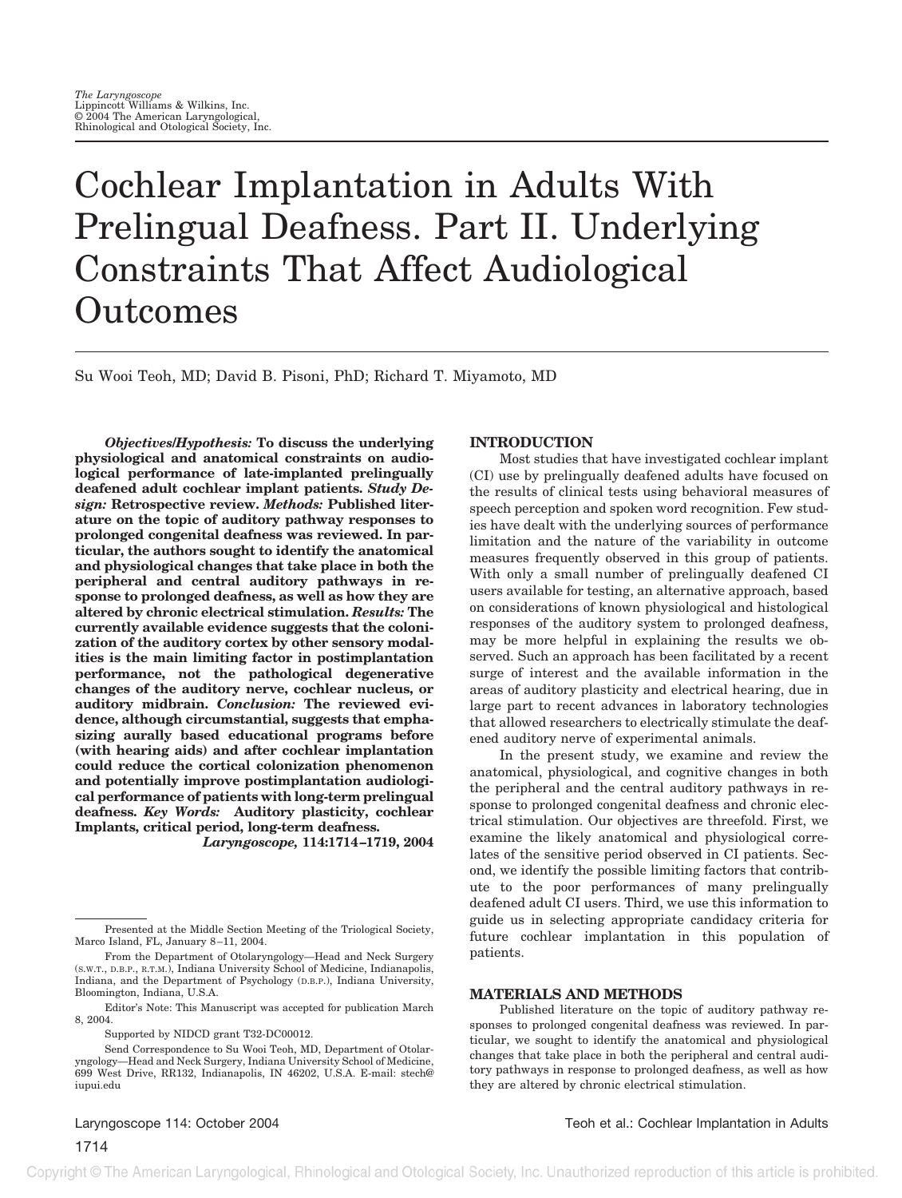The Laryngoscope
Lippincott Williams & Wilkins, Inc.
© 2004 The American Laryngological,
Rhinological and Otological Society, Inc.

# Cochlear Implantation in Adults With Prelingual Deafness. Part II. Underlying Constraints That Affect Audiological Outcomes

Su Wooi Teoh, MD; David B. Pisoni, PhD; Richard T. Miyamoto, MD

***Objectives/Hypothesis:*** **To discuss the underlying physiological and anatomical constraints on audiological performance of late-implanted prelingually deafened adult cochlear implant patients.** ***Study Design:*** **Retrospective review.** ***Methods:*** **Published literature on the topic of auditory pathway responses to prolonged congenital deafness was reviewed. In particular, the authors sought to identify the anatomical and physiological changes that take place in both the peripheral and central auditory pathways in response to prolonged deafness, as well as how they are altered by chronic electrical stimulation.** ***Results:*** **The currently available evidence suggests that the colonization of the auditory cortex by other sensory modalities is the main limiting factor in postimplantation performance, not the pathological degenerative changes of the auditory nerve, cochlear nucleus, or auditory midbrain.** ***Conclusion:*** **The reviewed evidence, although circumstantial, suggests that emphasizing aurally based educational programs before (with hearing aids) and after cochlear implantation could reduce the cortical colonization phenomenon and potentially improve postimplantation audiological performance of patients with long-term prelingual deafness.** ***Key Words:*** **Auditory plasticity, cochlear Implants, critical period, long-term deafness.**

***Laryngoscope*, 114:1714–1719, 2004**

Presented at the Middle Section Meeting of the Triological Society, Marco Island, FL, January 8–11, 2004.

From the Department of Otolaryngology—Head and Neck Surgery (S.W.T., D.B.P., R.T.M.), Indiana University School of Medicine, Indianapolis, Indiana, and the Department of Psychology (D.B.P.), Indiana University, Bloomington, Indiana, U.S.A.

Editor's Note: This Manuscript was accepted for publication March 8, 2004.

Supported by NIDCD grant T32-DC00012.

Send Correspondence to Su Wooi Teoh, MD, Department of Otolaryngology—Head and Neck Surgery, Indiana University School of Medicine, 699 West Drive, RR132, Indianapolis, IN 46202, U.S.A. E-mail: stech@iupui.edu

## INTRODUCTION

Most studies that have investigated cochlear implant (CI) use by prelingually deafened adults have focused on the results of clinical tests using behavioral measures of speech perception and spoken word recognition. Few studies have dealt with the underlying sources of performance limitation and the nature of the variability in outcome measures frequently observed in this group of patients. With only a small number of prelingually deafened CI users available for testing, an alternative approach, based on considerations of known physiological and histological responses of the auditory system to prolonged deafness, may be more helpful in explaining the results we observed. Such an approach has been facilitated by a recent surge of interest and the available information in the areas of auditory plasticity and electrical hearing, due in large part to recent advances in laboratory technologies that allowed researchers to electrically stimulate the deafened auditory nerve of experimental animals.

In the present study, we examine and review the anatomical, physiological, and cognitive changes in both the peripheral and the central auditory pathways in response to prolonged congenital deafness and chronic electrical stimulation. Our objectives are threefold. First, we examine the likely anatomical and physiological correlates of the sensitive period observed in CI patients. Second, we identify the possible limiting factors that contribute to the poor performances of many prelingually deafened adult CI users. Third, we use this information to guide us in selecting appropriate candidacy criteria for future cochlear implantation in this population of patients.

## MATERIALS AND METHODS

Published literature on the topic of auditory pathway responses to prolonged congenital deafness was reviewed. In particular, we sought to identify the anatomical and physiological changes that take place in both the peripheral and central auditory pathways in response to prolonged deafness, as well as how they are altered by chronic electrical stimulation.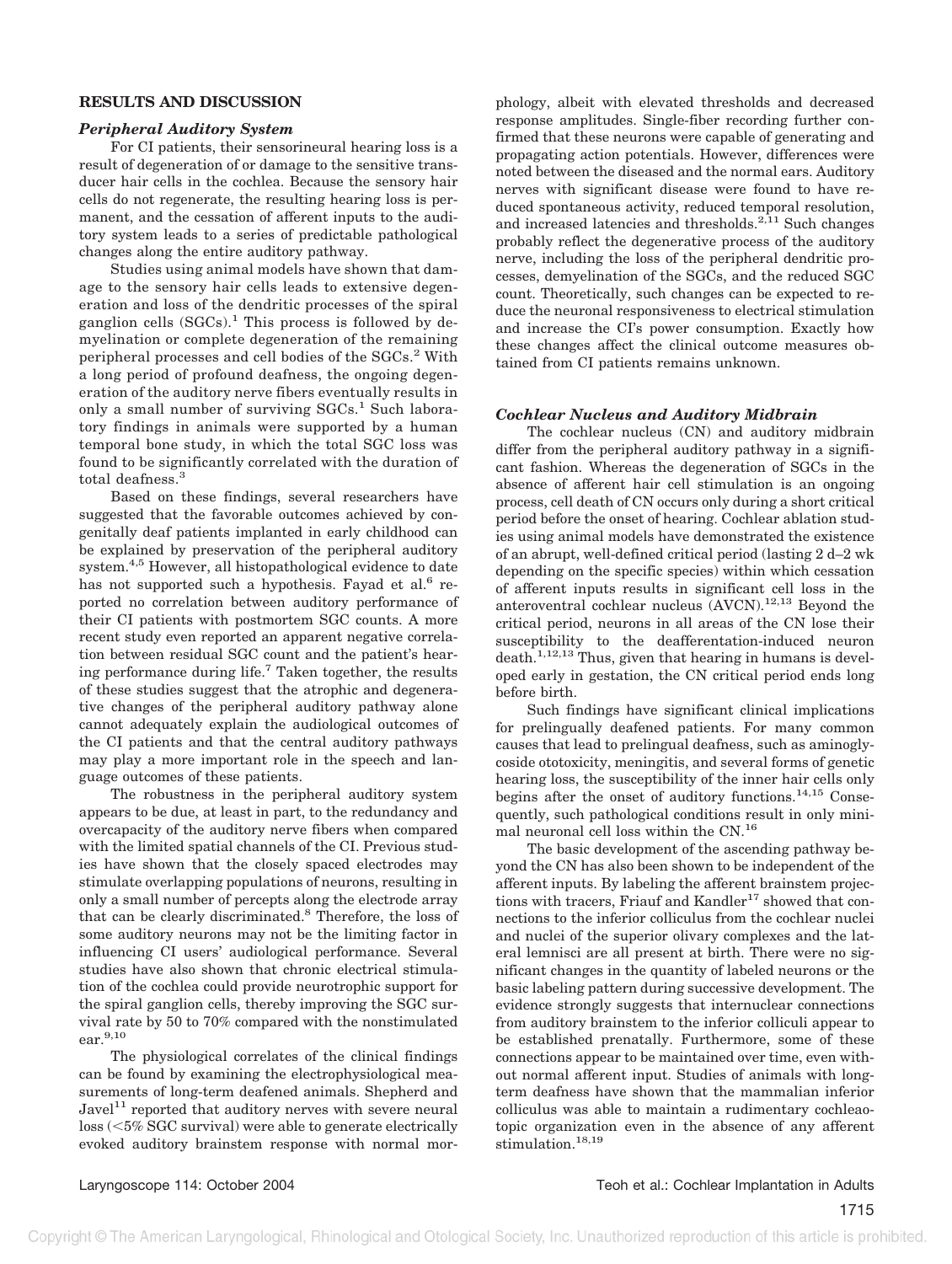## RESULTS AND DISCUSSION

### *Peripheral Auditory System*

For CI patients, their sensorineural hearing loss is a result of degeneration of or damage to the sensitive transducer hair cells in the cochlea. Because the sensory hair cells do not regenerate, the resulting hearing loss is permanent, and the cessation of afferent inputs to the auditory system leads to a series of predictable pathological changes along the entire auditory pathway.

Studies using animal models have shown that damage to the sensory hair cells leads to extensive degeneration and loss of the dendritic processes of the spiral ganglion cells (SGCs).[1] This process is followed by demyelination or complete degeneration of the remaining peripheral processes and cell bodies of the SGCs.[2] With a long period of profound deafness, the ongoing degeneration of the auditory nerve fibers eventually results in only a small number of surviving SGCs.[1] Such laboratory findings in animals were supported by a human temporal bone study, in which the total SGC loss was found to be significantly correlated with the duration of total deafness.[3]

Based on these findings, several researchers have suggested that the favorable outcomes achieved by congenitally deaf patients implanted in early childhood can be explained by preservation of the peripheral auditory system.[4,5] However, all histopathological evidence to date has not supported such a hypothesis. Fayad et al.[6] reported no correlation between auditory performance of their CI patients with postmortem SGC counts. A more recent study even reported an apparent negative correlation between residual SGC count and the patient's hearing performance during life.[7] Taken together, the results of these studies suggest that the atrophic and degenerative changes of the peripheral auditory pathway alone cannot adequately explain the audiological outcomes of the CI patients and that the central auditory pathways may play a more important role in the speech and language outcomes of these patients.

The robustness in the peripheral auditory system appears to be due, at least in part, to the redundancy and overcapacity of the auditory nerve fibers when compared with the limited spatial channels of the CI. Previous studies have shown that the closely spaced electrodes may stimulate overlapping populations of neurons, resulting in only a small number of percepts along the electrode array that can be clearly discriminated.[8] Therefore, the loss of some auditory neurons may not be the limiting factor in influencing CI users' audiological performance. Several studies have also shown that chronic electrical stimulation of the cochlea could provide neurotrophic support for the spiral ganglion cells, thereby improving the SGC survival rate by 50 to 70% compared with the nonstimulated ear.[9,10]

The physiological correlates of the clinical findings can be found by examining the electrophysiological measurements of long-term deafened animals. Shepherd and Javel[11] reported that auditory nerves with severe neural loss (<5% SGC survival) were able to generate electrically evoked auditory brainstem response with normal morphology, albeit with elevated thresholds and decreased response amplitudes. Single-fiber recording further confirmed that these neurons were capable of generating and propagating action potentials. However, differences were noted between the diseased and the normal ears. Auditory nerves with significant disease were found to have reduced spontaneous activity, reduced temporal resolution, and increased latencies and thresholds.[2,11] Such changes probably reflect the degenerative process of the auditory nerve, including the loss of the peripheral dendritic processes, demyelination of the SGCs, and the reduced SGC count. Theoretically, such changes can be expected to reduce the neuronal responsiveness to electrical stimulation and increase the CI's power consumption. Exactly how these changes affect the clinical outcome measures obtained from CI patients remains unknown.

### *Cochlear Nucleus and Auditory Midbrain*

The cochlear nucleus (CN) and auditory midbrain differ from the peripheral auditory pathway in a significant fashion. Whereas the degeneration of SGCs in the absence of afferent hair cell stimulation is an ongoing process, cell death of CN occurs only during a short critical period before the onset of hearing. Cochlear ablation studies using animal models have demonstrated the existence of an abrupt, well-defined critical period (lasting 2 d–2 wk depending on the specific species) within which cessation of afferent inputs results in significant cell loss in the anteroventral cochlear nucleus (AVCN).[12,13] Beyond the critical period, neurons in all areas of the CN lose their susceptibility to the deafferentation-induced neuron death.[1,12,13] Thus, given that hearing in humans is developed early in gestation, the CN critical period ends long before birth.

Such findings have significant clinical implications for prelingually deafened patients. For many common causes that lead to prelingual deafness, such as aminoglycoside ototoxicity, meningitis, and several forms of genetic hearing loss, the susceptibility of the inner hair cells only begins after the onset of auditory functions.[14,15] Consequently, such pathological conditions result in only minimal neuronal cell loss within the CN.[16]

The basic development of the ascending pathway beyond the CN has also been shown to be independent of the afferent inputs. By labeling the afferent brainstem projections with tracers, Friauf and Kandler[17] showed that connections to the inferior colliculus from the cochlear nuclei and nuclei of the superior olivary complexes and the lateral lemnisci are all present at birth. There were no significant changes in the quantity of labeled neurons or the basic labeling pattern during successive development. The evidence strongly suggests that internuclear connections from auditory brainstem to the inferior colliculi appear to be established prenatally. Furthermore, some of these connections appear to be maintained over time, even without normal afferent input. Studies of animals with long-term deafness have shown that the mammalian inferior colliculus was able to maintain a rudimentary cochleaotopic organization even in the absence of any afferent stimulation.[18,19]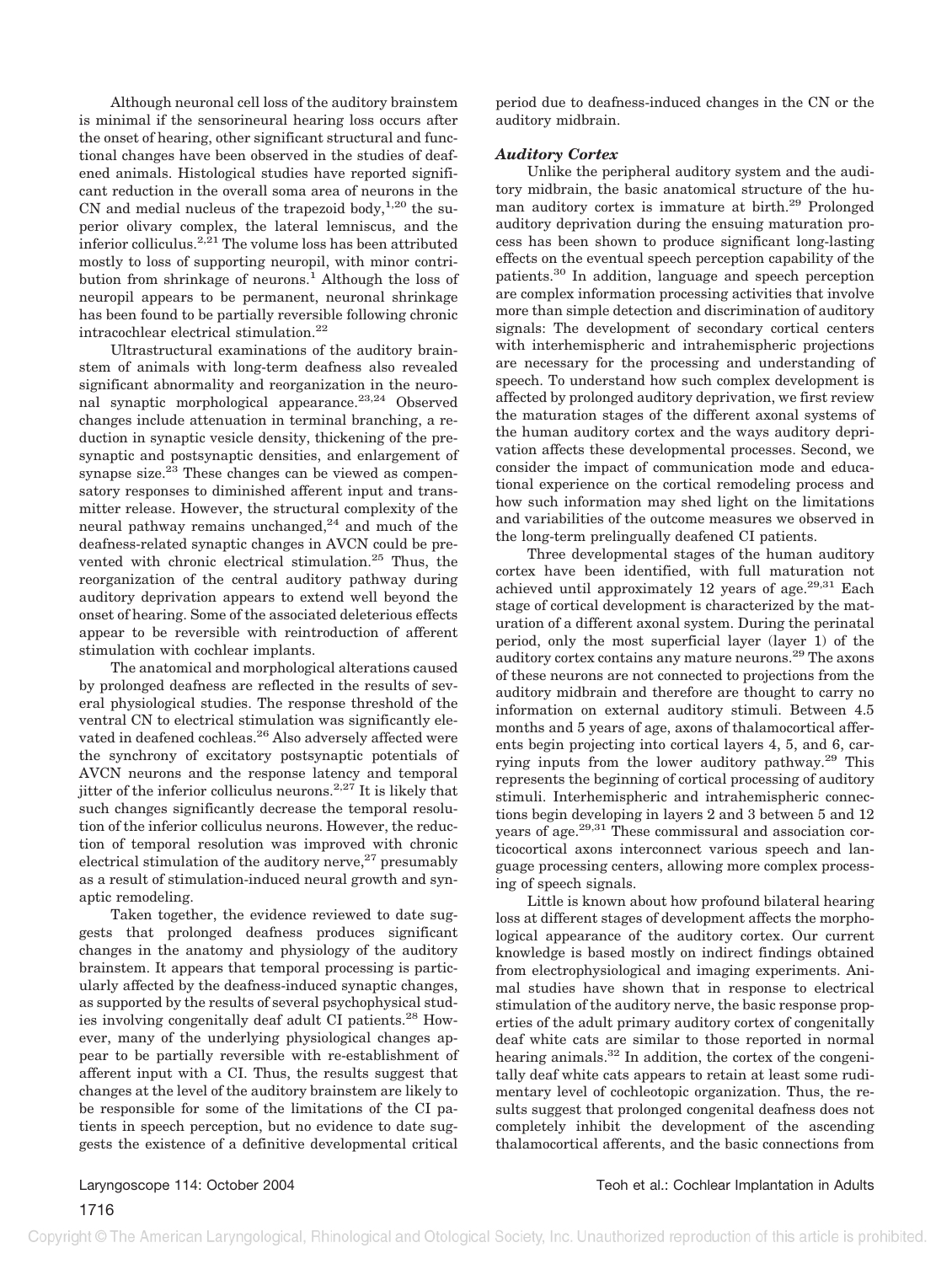Although neuronal cell loss of the auditory brainstem is minimal if the sensorineural hearing loss occurs after the onset of hearing, other significant structural and functional changes have been observed in the studies of deafened animals. Histological studies have reported significant reduction in the overall soma area of neurons in the CN and medial nucleus of the trapezoid body,[1,20] the superior olivary complex, the lateral lemniscus, and the inferior colliculus.[2,21] The volume loss has been attributed mostly to loss of supporting neuropil, with minor contribution from shrinkage of neurons.[1] Although the loss of neuropil appears to be permanent, neuronal shrinkage has been found to be partially reversible following chronic intracochlear electrical stimulation.[22]

Ultrastructural examinations of the auditory brainstem of animals with long-term deafness also revealed significant abnormality and reorganization in the neuronal synaptic morphological appearance.[23,24] Observed changes include attenuation in terminal branching, a reduction in synaptic vesicle density, thickening of the presynaptic and postsynaptic densities, and enlargement of synapse size.[23] These changes can be viewed as compensatory responses to diminished afferent input and transmitter release. However, the structural complexity of the neural pathway remains unchanged,[24] and much of the deafness-related synaptic changes in AVCN could be prevented with chronic electrical stimulation.[25] Thus, the reorganization of the central auditory pathway during auditory deprivation appears to extend well beyond the onset of hearing. Some of the associated deleterious effects appear to be reversible with reintroduction of afferent stimulation with cochlear implants.

The anatomical and morphological alterations caused by prolonged deafness are reflected in the results of several physiological studies. The response threshold of the ventral CN to electrical stimulation was significantly elevated in deafened cochleas.[26] Also adversely affected were the synchrony of excitatory postsynaptic potentials of AVCN neurons and the response latency and temporal jitter of the inferior colliculus neurons.[2,27] It is likely that such changes significantly decrease the temporal resolution of the inferior colliculus neurons. However, the reduction of temporal resolution was improved with chronic electrical stimulation of the auditory nerve,[27] presumably as a result of stimulation-induced neural growth and synaptic remodeling.

Taken together, the evidence reviewed to date suggests that prolonged deafness produces significant changes in the anatomy and physiology of the auditory brainstem. It appears that temporal processing is particularly affected by the deafness-induced synaptic changes, as supported by the results of several psychophysical studies involving congenitally deaf adult CI patients.[28] However, many of the underlying physiological changes appear to be partially reversible with re-establishment of afferent input with a CI. Thus, the results suggest that changes at the level of the auditory brainstem are likely to be responsible for some of the limitations of the CI patients in speech perception, but no evidence to date suggests the existence of a definitive developmental critical period due to deafness-induced changes in the CN or the auditory midbrain.

### *Auditory Cortex*

Unlike the peripheral auditory system and the auditory midbrain, the basic anatomical structure of the human auditory cortex is immature at birth.[29] Prolonged auditory deprivation during the ensuing maturation process has been shown to produce significant long-lasting effects on the eventual speech perception capability of the patients.[30] In addition, language and speech perception are complex information processing activities that involve more than simple detection and discrimination of auditory signals: The development of secondary cortical centers with interhemispheric and intrahemispheric projections are necessary for the processing and understanding of speech. To understand how such complex development is affected by prolonged auditory deprivation, we first review the maturation stages of the different axonal systems of the human auditory cortex and the ways auditory deprivation affects these developmental processes. Second, we consider the impact of communication mode and educational experience on the cortical remodeling process and how such information may shed light on the limitations and variabilities of the outcome measures we observed in the long-term prelingually deafened CI patients.

Three developmental stages of the human auditory cortex have been identified, with full maturation not achieved until approximately 12 years of age.[29,31] Each stage of cortical development is characterized by the maturation of a different axonal system. During the perinatal period, only the most superficial layer (layer 1) of the auditory cortex contains any mature neurons.[29] The axons of these neurons are not connected to projections from the auditory midbrain and therefore are thought to carry no information on external auditory stimuli. Between 4.5 months and 5 years of age, axons of thalamocortical afferents begin projecting into cortical layers 4, 5, and 6, carrying inputs from the lower auditory pathway.[29] This represents the beginning of cortical processing of auditory stimuli. Interhemispheric and intrahemispheric connections begin developing in layers 2 and 3 between 5 and 12 years of age.[29,31] These commissural and association corticocortical axons interconnect various speech and language processing centers, allowing more complex processing of speech signals.

Little is known about how profound bilateral hearing loss at different stages of development affects the morphological appearance of the auditory cortex. Our current knowledge is based mostly on indirect findings obtained from electrophysiological and imaging experiments. Animal studies have shown that in response to electrical stimulation of the auditory nerve, the basic response properties of the adult primary auditory cortex of congenitally deaf white cats are similar to those reported in normal hearing animals.[32] In addition, the cortex of the congenitally deaf white cats appears to retain at least some rudimentary level of cochleotopic organization. Thus, the results suggest that prolonged congenital deafness does not completely inhibit the development of the ascending thalamocortical afferents, and the basic connections from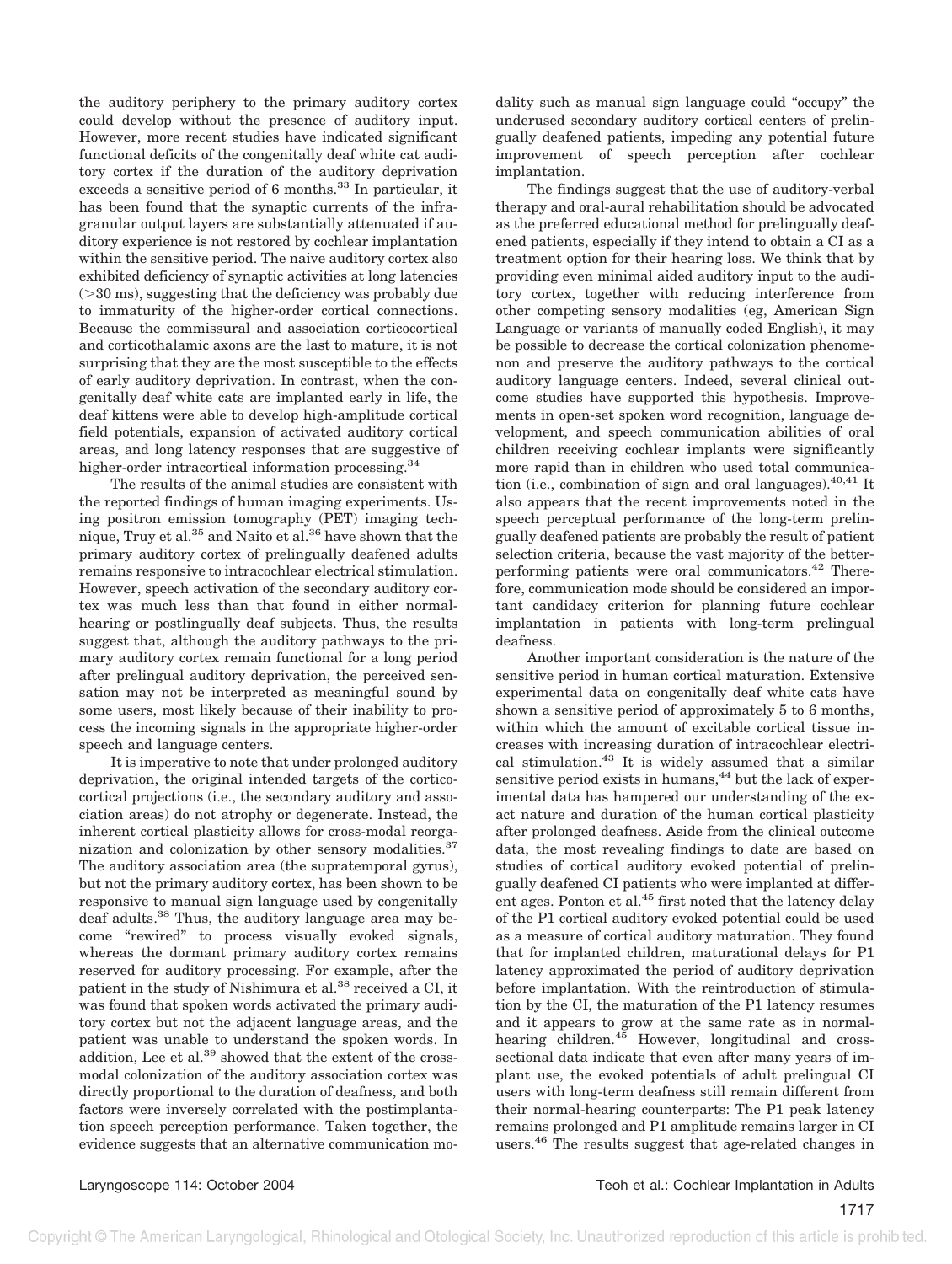the auditory periphery to the primary auditory cortex could develop without the presence of auditory input. However, more recent studies have indicated significant functional deficits of the congenitally deaf white cat auditory cortex if the duration of the auditory deprivation exceeds a sensitive period of 6 months.[33] In particular, it has been found that the synaptic currents of the infragranular output layers are substantially attenuated if auditory experience is not restored by cochlear implantation within the sensitive period. The naive auditory cortex also exhibited deficiency of synaptic activities at long latencies (>30 ms), suggesting that the deficiency was probably due to immaturity of the higher-order cortical connections. Because the commissural and association corticocortical and corticothalamic axons are the last to mature, it is not surprising that they are the most susceptible to the effects of early auditory deprivation. In contrast, when the congenitally deaf white cats are implanted early in life, the deaf kittens were able to develop high-amplitude cortical field potentials, expansion of activated auditory cortical areas, and long latency responses that are suggestive of higher-order intracortical information processing.[34]

The results of the animal studies are consistent with the reported findings of human imaging experiments. Using positron emission tomography (PET) imaging technique, Truy et al.[35] and Naito et al.[36] have shown that the primary auditory cortex of prelingually deafened adults remains responsive to intracochlear electrical stimulation. However, speech activation of the secondary auditory cortex was much less than that found in either normal-hearing or postlingually deaf subjects. Thus, the results suggest that, although the auditory pathways to the primary auditory cortex remain functional for a long period after prelingual auditory deprivation, the perceived sensation may not be interpreted as meaningful sound by some users, most likely because of their inability to process the incoming signals in the appropriate higher-order speech and language centers.

It is imperative to note that under prolonged auditory deprivation, the original intended targets of the corticocortical projections (i.e., the secondary auditory and association areas) do not atrophy or degenerate. Instead, the inherent cortical plasticity allows for cross-modal reorganization and colonization by other sensory modalities.[37] The auditory association area (the supratemporal gyrus), but not the primary auditory cortex, has been shown to be responsive to manual sign language used by congenitally deaf adults.[38] Thus, the auditory language area may become "rewired" to process visually evoked signals, whereas the dormant primary auditory cortex remains reserved for auditory processing. For example, after the patient in the study of Nishimura et al.[38] received a CI, it was found that spoken words activated the primary auditory cortex but not the adjacent language areas, and the patient was unable to understand the spoken words. In addition, Lee et al.[39] showed that the extent of the cross-modal colonization of the auditory association cortex was directly proportional to the duration of deafness, and both factors were inversely correlated with the postimplantation speech perception performance. Taken together, the evidence suggests that an alternative communication modality such as manual sign language could "occupy" the underused secondary auditory cortical centers of prelingually deafened patients, impeding any potential future improvement of speech perception after cochlear implantation.

The findings suggest that the use of auditory-verbal therapy and oral-aural rehabilitation should be advocated as the preferred educational method for prelingually deafened patients, especially if they intend to obtain a CI as a treatment option for their hearing loss. We think that by providing even minimal aided auditory input to the auditory cortex, together with reducing interference from other competing sensory modalities (eg, American Sign Language or variants of manually coded English), it may be possible to decrease the cortical colonization phenomenon and preserve the auditory pathways to the cortical auditory language centers. Indeed, several clinical outcome studies have supported this hypothesis. Improvements in open-set spoken word recognition, language development, and speech communication abilities of oral children receiving cochlear implants were significantly more rapid than in children who used total communication (i.e., combination of sign and oral languages).[40,41] It also appears that the recent improvements noted in the speech perceptual performance of the long-term prelingually deafened patients are probably the result of patient selection criteria, because the vast majority of the better-performing patients were oral communicators.[42] Therefore, communication mode should be considered an important candidacy criterion for planning future cochlear implantation in patients with long-term prelingual deafness.

Another important consideration is the nature of the sensitive period in human cortical maturation. Extensive experimental data on congenitally deaf white cats have shown a sensitive period of approximately 5 to 6 months, within which the amount of excitable cortical tissue increases with increasing duration of intracochlear electrical stimulation.[43] It is widely assumed that a similar sensitive period exists in humans,[44] but the lack of experimental data has hampered our understanding of the exact nature and duration of the human cortical plasticity after prolonged deafness. Aside from the clinical outcome data, the most revealing findings to date are based on studies of cortical auditory evoked potential of prelingually deafened CI patients who were implanted at different ages. Ponton et al.[45] first noted that the latency delay of the P1 cortical auditory evoked potential could be used as a measure of cortical auditory maturation. They found that for implanted children, maturational delays for P1 latency approximated the period of auditory deprivation before implantation. With the reintroduction of stimulation by the CI, the maturation of the P1 latency resumes and it appears to grow at the same rate as in normal-hearing children.[45] However, longitudinal and cross-sectional data indicate that even after many years of implant use, the evoked potentials of adult prelingual CI users with long-term deafness still remain different from their normal-hearing counterparts: The P1 peak latency remains prolonged and P1 amplitude remains larger in CI users.[46] The results suggest that age-related changes in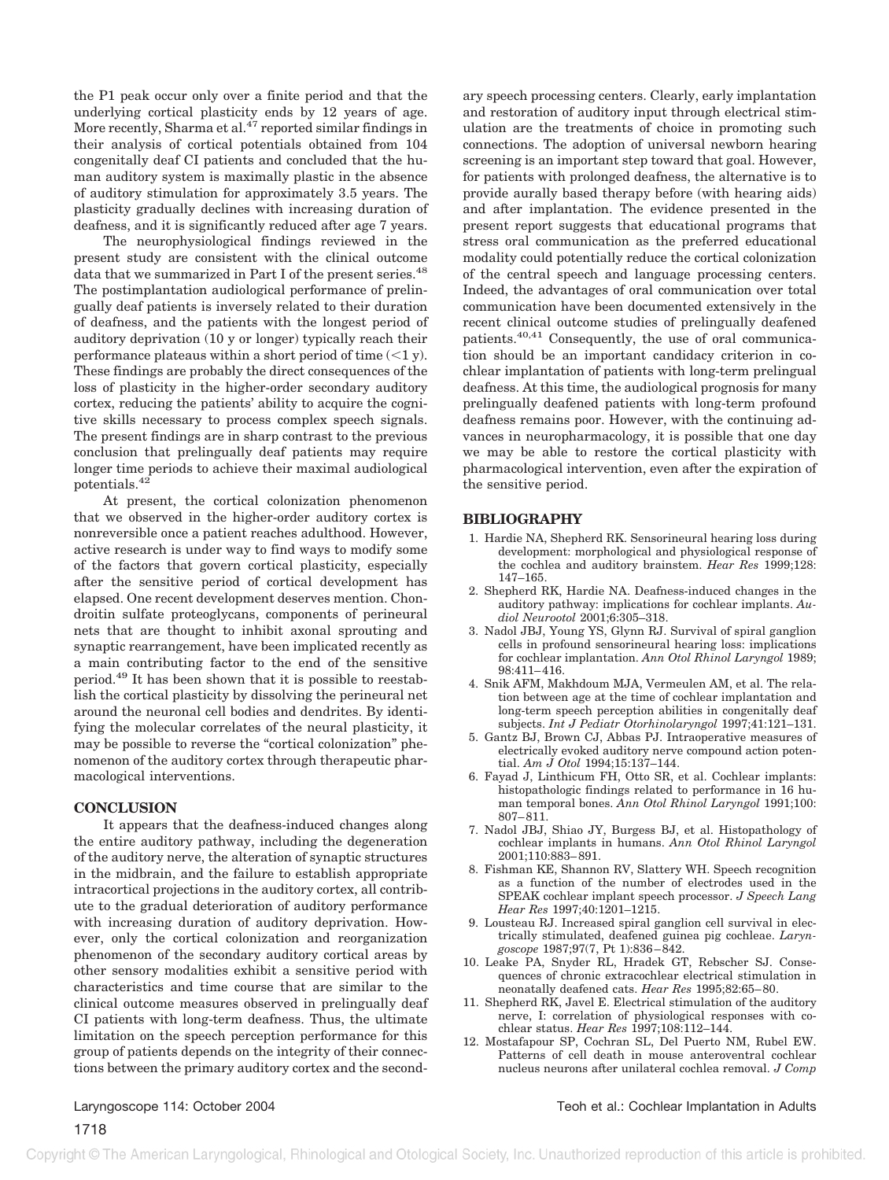the P1 peak occur only over a finite period and that the underlying cortical plasticity ends by 12 years of age. More recently, Sharma et al.[47] reported similar findings in their analysis of cortical potentials obtained from 104 congenitally deaf CI patients and concluded that the human auditory system is maximally plastic in the absence of auditory stimulation for approximately 3.5 years. The plasticity gradually declines with increasing duration of deafness, and it is significantly reduced after age 7 years.

The neurophysiological findings reviewed in the present study are consistent with the clinical outcome data that we summarized in Part I of the present series.[48] The postimplantation audiological performance of prelingually deaf patients is inversely related to their duration of deafness, and the patients with the longest period of auditory deprivation (10 y or longer) typically reach their performance plateaus within a short period of time (<1 y). These findings are probably the direct consequences of the loss of plasticity in the higher-order secondary auditory cortex, reducing the patients' ability to acquire the cognitive skills necessary to process complex speech signals. The present findings are in sharp contrast to the previous conclusion that prelingually deaf patients may require longer time periods to achieve their maximal audiological potentials.[42]

At present, the cortical colonization phenomenon that we observed in the higher-order auditory cortex is nonreversible once a patient reaches adulthood. However, active research is under way to find ways to modify some of the factors that govern cortical plasticity, especially after the sensitive period of cortical development has elapsed. One recent development deserves mention. Chondroitin sulfate proteoglycans, components of perineural nets that are thought to inhibit axonal sprouting and synaptic rearrangement, have been implicated recently as a main contributing factor to the end of the sensitive period.[49] It has been shown that it is possible to reestablish the cortical plasticity by dissolving the perineural net around the neuronal cell bodies and dendrites. By identifying the molecular correlates of the neural plasticity, it may be possible to reverse the "cortical colonization" phenomenon of the auditory cortex through therapeutic pharmacological interventions.

## CONCLUSION

It appears that the deafness-induced changes along the entire auditory pathway, including the degeneration of the auditory nerve, the alteration of synaptic structures in the midbrain, and the failure to establish appropriate intracortical projections in the auditory cortex, all contribute to the gradual deterioration of auditory performance with increasing duration of auditory deprivation. However, only the cortical colonization and reorganization phenomenon of the secondary auditory cortical areas by other sensory modalities exhibit a sensitive period with characteristics and time course that are similar to the clinical outcome measures observed in prelingually deaf CI patients with long-term deafness. Thus, the ultimate limitation on the speech perception performance for this group of patients depends on the integrity of their connections between the primary auditory cortex and the secondary speech processing centers. Clearly, early implantation and restoration of auditory input through electrical stimulation are the treatments of choice in promoting such connections. The adoption of universal newborn hearing screening is an important step toward that goal. However, for patients with prolonged deafness, the alternative is to provide aurally based therapy before (with hearing aids) and after implantation. The evidence presented in the present report suggests that educational programs that stress oral communication as the preferred educational modality could potentially reduce the cortical colonization of the central speech and language processing centers. Indeed, the advantages of oral communication over total communication have been documented extensively in the recent clinical outcome studies of prelingually deafened patients.[40,41] Consequently, the use of oral communication should be an important candidacy criterion in cochlear implantation of patients with long-term prelingual deafness. At this time, the audiological prognosis for many prelingually deafened patients with long-term profound deafness remains poor. However, with the continuing advances in neuropharmacology, it is possible that one day we may be able to restore the cortical plasticity with pharmacological intervention, even after the expiration of the sensitive period.

## BIBLIOGRAPHY

1. Hardie NA, Shepherd RK. Sensorineural hearing loss during development: morphological and physiological response of the cochlea and auditory brainstem. *Hear Res* 1999;128:147–165.
2. Shepherd RK, Hardie NA. Deafness-induced changes in the auditory pathway: implications for cochlear implants. *Audiol Neurootol* 2001;6:305–318.
3. Nadol JBJ, Young YS, Glynn RJ. Survival of spiral ganglion cells in profound sensorineural hearing loss: implications for cochlear implantation. *Ann Otol Rhinol Laryngol* 1989;98:411–416.
4. Snik AFM, Makhdoum MJA, Vermeulen AM, et al. The relation between age at the time of cochlear implantation and long-term speech perception abilities in congenitally deaf subjects. *Int J Pediatr Otorhinolaryngol* 1997;41:121–131.
5. Gantz BJ, Brown CJ, Abbas PJ. Intraoperative measures of electrically evoked auditory nerve compound action potential. *Am J Otol* 1994;15:137–144.
6. Fayad J, Linthicum FH, Otto SR, et al. Cochlear implants: histopathologic findings related to performance in 16 human temporal bones. *Ann Otol Rhinol Laryngol* 1991;100:807–811.
7. Nadol JBJ, Shiao JY, Burgess BJ, et al. Histopathology of cochlear implants in humans. *Ann Otol Rhinol Laryngol* 2001;110:883–891.
8. Fishman KE, Shannon RV, Slattery WH. Speech recognition as a function of the number of electrodes used in the SPEAK cochlear implant speech processor. *J Speech Lang Hear Res* 1997;40:1201–1215.
9. Lousteau RJ. Increased spiral ganglion cell survival in electrically stimulated, deafened guinea pig cochleae. *Laryngoscope* 1987;97(7, Pt 1):836–842.
10. Leake PA, Snyder RL, Hradek GT, Rebscher SJ. Consequences of chronic extracochlear electrical stimulation in neonatally deafened cats. *Hear Res* 1995;82:65–80.
11. Shepherd RK, Javel E. Electrical stimulation of the auditory nerve, I: correlation of physiological responses with cochlear status. *Hear Res* 1997;108:112–144.
12. Mostafapour SP, Cochran SL, Del Puerto NM, Rubel EW. Patterns of cell death in mouse anteroventral cochlear nucleus neurons after unilateral cochlea removal. *J Comp*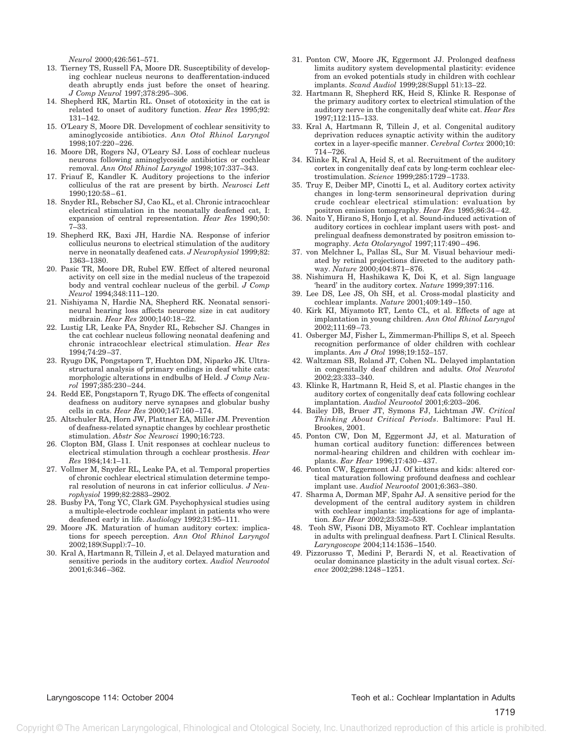Neurol 2000;426:561–571.

13. Tierney TS, Russell FA, Moore DR. Susceptibility of developing cochlear nucleus neurons to deafferentation-induced death abruptly ends just before the onset of hearing. *J Comp Neurol* 1997;378:295–306.
14. Shepherd RK, Martin RL. Onset of ototoxicity in the cat is related to onset of auditory function. *Hear Res* 1995;92: 131–142.
15. O'Leary S, Moore DR. Development of cochlear sensitivity to aminoglycoside antibiotics. *Ann Otol Rhinol Laryngol* 1998;107:220–226.
16. Moore DR, Rogers NJ, O'Leary SJ. Loss of cochlear nucleus neurons following aminoglycoside antibiotics or cochlear removal. *Ann Otol Rhinol Laryngol* 1998;107:337–343.
17. Friauf E, Kandler K. Auditory projections to the inferior colliculus of the rat are present by birth. *Neurosci Lett* 1990;120:58–61.
18. Snyder RL, Rebscher SJ, Cao KL, et al. Chronic intracochlear electrical stimulation in the neonatally deafened cat, I: expansion of central representation. *Hear Res* 1990;50: 7–33.
19. Shepherd RK, Baxi JH, Hardie NA. Response of inferior colliculus neurons to electrical stimulation of the auditory nerve in neonatally deafened cats. *J Neurophysiol* 1999;82: 1363–1380.
20. Pasic TR, Moore DR, Rubel EW. Effect of altered neuronal activity on cell size in the medial nucleus of the trapezoid body and ventral cochlear nucleus of the gerbil. *J Comp Neurol* 1994;348:111–120.
21. Nishiyama N, Hardie NA, Shepherd RK. Neonatal sensorineural hearing loss affects neurone size in cat auditory midbrain. *Hear Res* 2000;140:18–22.
22. Lustig LR, Leake PA, Snyder RL, Rebscher SJ. Changes in the cat cochlear nucleus following neonatal deafening and chronic intracochlear electrical stimulation. *Hear Res* 1994;74:29–37.
23. Ryugo DK, Pongstaporn T, Huchton DM, Niparko JK. Ultrastructural analysis of primary endings in deaf white cats: morphologic alterations in endbulbs of Held. *J Comp Neurol* 1997;385:230–244.
24. Redd EE, Pongstaporn T, Ryugo DK. The effects of congenital deafness on auditory nerve synapses and globular bushy cells in cats. *Hear Res* 2000;147:160–174.
25. Altschuler RA, Horn JW, Plattner EA, Miller JM. Prevention of deafness-related synaptic changes by cochlear prosthetic stimulation. *Abstr Soc Neurosci* 1990;16:723.
26. Clopton BM, Glass I. Unit responses at cochlear nucleus to electrical stimulation through a cochlear prosthesis. *Hear Res* 1984;14:1–11.
27. Vollmer M, Snyder RL, Leake PA, et al. Temporal properties of chronic cochlear electrical stimulation determine temporal resolution of neurons in cat inferior colliculus. *J Neurophysiol* 1999;82:2883–2902.
28. Busby PA, Tong YC, Clark GM. Psychophysical studies using a multiple-electrode cochlear implant in patients who were deafened early in life. *Audiology* 1992;31:95–111.
29. Moore JK. Maturation of human auditory cortex: implications for speech perception. *Ann Otol Rhinol Laryngol* 2002;189(Suppl):7–10.
30. Kral A, Hartmann R, Tillein J, et al. Delayed maturation and sensitive periods in the auditory cortex. *Audiol Neurootol* 2001;6:346–362.
31. Ponton CW, Moore JK, Eggermont JJ. Prolonged deafness limits auditory system developmental plasticity: evidence from an evoked potentials study in children with cochlear implants. *Scand Audiol* 1999;28(Suppl 51):13–22.
32. Hartmann R, Shepherd RK, Heid S, Klinke R. Response of the primary auditory cortex to electrical stimulation of the auditory nerve in the congenitally deaf white cat. *Hear Res* 1997;112:115–133.
33. Kral A, Hartmann R, Tillein J, et al. Congenital auditory deprivation reduces synaptic activity within the auditory cortex in a layer-specific manner. *Cerebral Cortex* 2000;10: 714–726.
34. Klinke R, Kral A, Heid S, et al. Recruitment of the auditory cortex in congenitally deaf cats by long-term cochlear electrostimulation. *Science* 1999;285:1729–1733.
35. Truy E, Deiber MP, Cinotti L, et al. Auditory cortex activity changes in long-term sensorineural deprivation during crude cochlear electrical stimulation: evaluation by positron emission tomography. *Hear Res* 1995;86:34–42.
36. Naito Y, Hirano S, Honjo I, et al. Sound-induced activation of auditory cortices in cochlear implant users with post- and prelingual deafness demonstrated by positron emission tomography. *Acta Otolaryngol* 1997;117:490–496.
37. von Melchner L, Pallas SL, Sur M. Visual behaviour mediated by retinal projections directed to the auditory pathway. *Nature* 2000;404:871–876.
38. Nishimura H, Hashikawa K, Doi K, et al. Sign language 'heard' in the auditory cortex. *Nature* 1999;397:116.
39. Lee DS, Lee JS, Oh SH, et al. Cross-modal plasticity and cochlear implants. *Nature* 2001;409:149–150.
40. Kirk KI, Miyamoto RT, Lento CL, et al. Effects of age at implantation in young children. *Ann Otol Rhinol Laryngol* 2002;111:69–73.
41. Osberger MJ, Fisher L, Zimmerman-Phillips S, et al. Speech recognition performance of older children with cochlear implants. *Am J Otol* 1998;19:152–157.
42. Waltzman SB, Roland JT, Cohen NL. Delayed implantation in congenitally deaf children and adults. *Otol Neurotol* 2002;23:333–340.
43. Klinke R, Hartmann R, Heid S, et al. Plastic changes in the auditory cortex of congenitally deaf cats following cochlear implantation. *Audiol Neurootol* 2001;6:203–206.
44. Bailey DB, Bruer JT, Symons FJ, Lichtman JW. *Critical Thinking About Critical Periods*. Baltimore: Paul H. Brookes, 2001.
45. Ponton CW, Don M, Eggermont JJ, et al. Maturation of human cortical auditory function: differences between normal-hearing children and children with cochlear implants. *Ear Hear* 1996;17:430–437.
46. Ponton CW, Eggermont JJ. Of kittens and kids: altered cortical maturation following profound deafness and cochlear implant use. *Audiol Neurootol* 2001;6:363–380.
47. Sharma A, Dorman MF, Spahr AJ. A sensitive period for the development of the central auditory system in children with cochlear implants: implications for age of implantation. *Ear Hear* 2002;23:532–539.
48. Teoh SW, Pisoni DB, Miyamoto RT. Cochlear implantation in adults with prelingual deafness. Part I. Clinical Results. *Laryngoscope* 2004;114:1536–1540.
49. Pizzorusso T, Medini P, Berardi N, et al. Reactivation of ocular dominance plasticity in the adult visual cortex. *Science* 2002;298:1248–1251.

Copyright © The American Laryngological, Rhinological and Otological Society, Inc. Unauthorized reproduction of this article is prohibited.